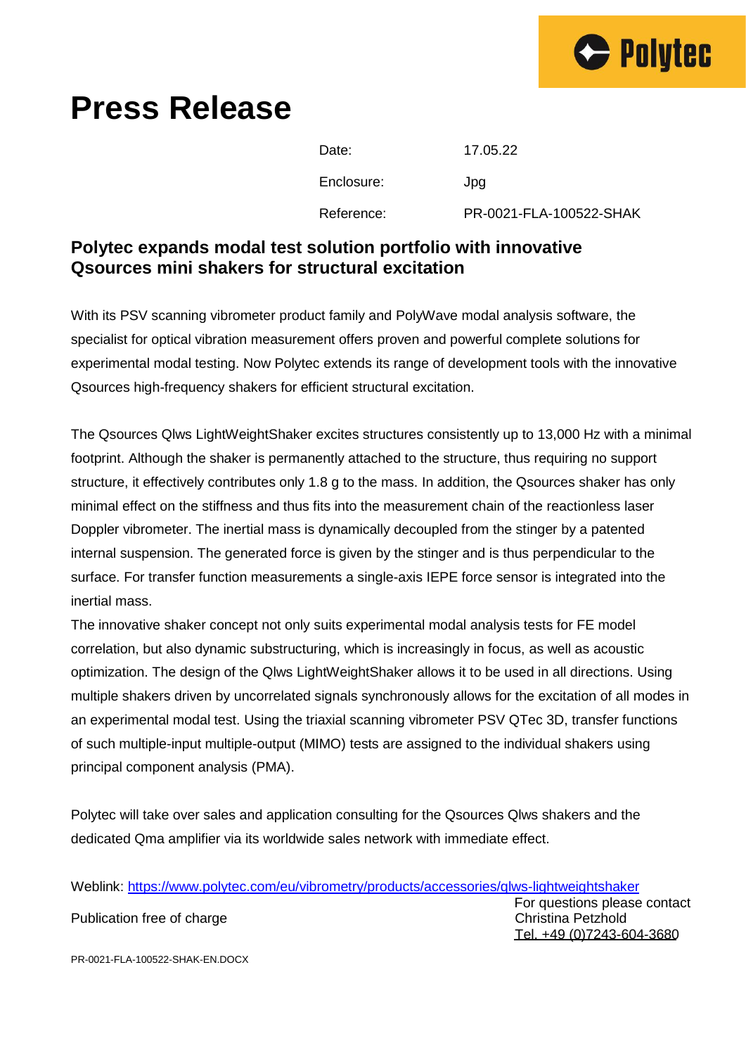# Press Release

| | |
|---|---|
| Date: | 17.05.22 |
| Enclosure: | Jpg |
| Reference: | PR-0021-FLA-100522-SHAK |

## Polytec expands modal test solution portfolio with innovative Qsources mini shakers for structural excitation

With its PSV scanning vibrometer product family and PolyWave modal analysis software, the specialist for optical vibration measurement offers proven and powerful complete solutions for experimental modal testing. Now Polytec extends its range of development tools with the innovative Qsources high-frequency shakers for efficient structural excitation.

The Qsources Qlws LightWeightShaker excites structures consistently up to 13,000 Hz with a minimal footprint. Although the shaker is permanently attached to the structure, thus requiring no support structure, it effectively contributes only 1.8 g to the mass. In addition, the Qsources shaker has only minimal effect on the stiffness and thus fits into the measurement chain of the reactionless laser Doppler vibrometer. The inertial mass is dynamically decoupled from the stinger by a patented internal suspension. The generated force is given by the stinger and is thus perpendicular to the surface. For transfer function measurements a single-axis IEPE force sensor is integrated into the inertial mass.

The innovative shaker concept not only suits experimental modal analysis tests for FE model correlation, but also dynamic substructuring, which is increasingly in focus, as well as acoustic optimization. The design of the Qlws LightWeightShaker allows it to be used in all directions. Using multiple shakers driven by uncorrelated signals synchronously allows for the excitation of all modes in an experimental modal test. Using the triaxial scanning vibrometer PSV QTec 3D, transfer functions of such multiple-input multiple-output (MIMO) tests are assigned to the individual shakers using principal component analysis (PMA).

Polytec will take over sales and application consulting for the Qsources Qlws shakers and the dedicated Qma amplifier via its worldwide sales network with immediate effect.

Weblink: [https://www.polytec.com/eu/vibrometry/products/accessories/qlws-lightweightshaker](https://www.polytec.com/eu/vibrometry/products/accessories/qlws-lightweightshaker)

Publication free of charge

For questions please contact
Christina Petzhold
Tel. +49 (0)7243-604-3680

PR-0021-FLA-100522-SHAK-EN.DOCX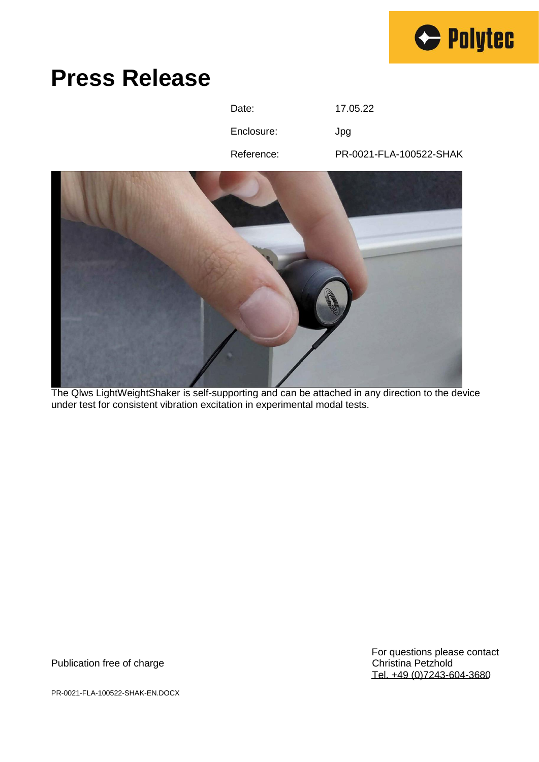# Press Release

| | |
|---|---|
| Date: | 17.05.22 |
| Enclosure: | Jpg |
| Reference: | PR-0021-FLA-100522-SHAK |

The Qlws LightWeightShaker is self-supporting and can be attached in any direction to the device under test for consistent vibration excitation in experimental modal tests.

Publication free of charge

For questions please contact
Christina Petzhold
Tel. +49 (0)7243-604-3680

PR-0021-FLA-100522-SHAK-EN.DOCX